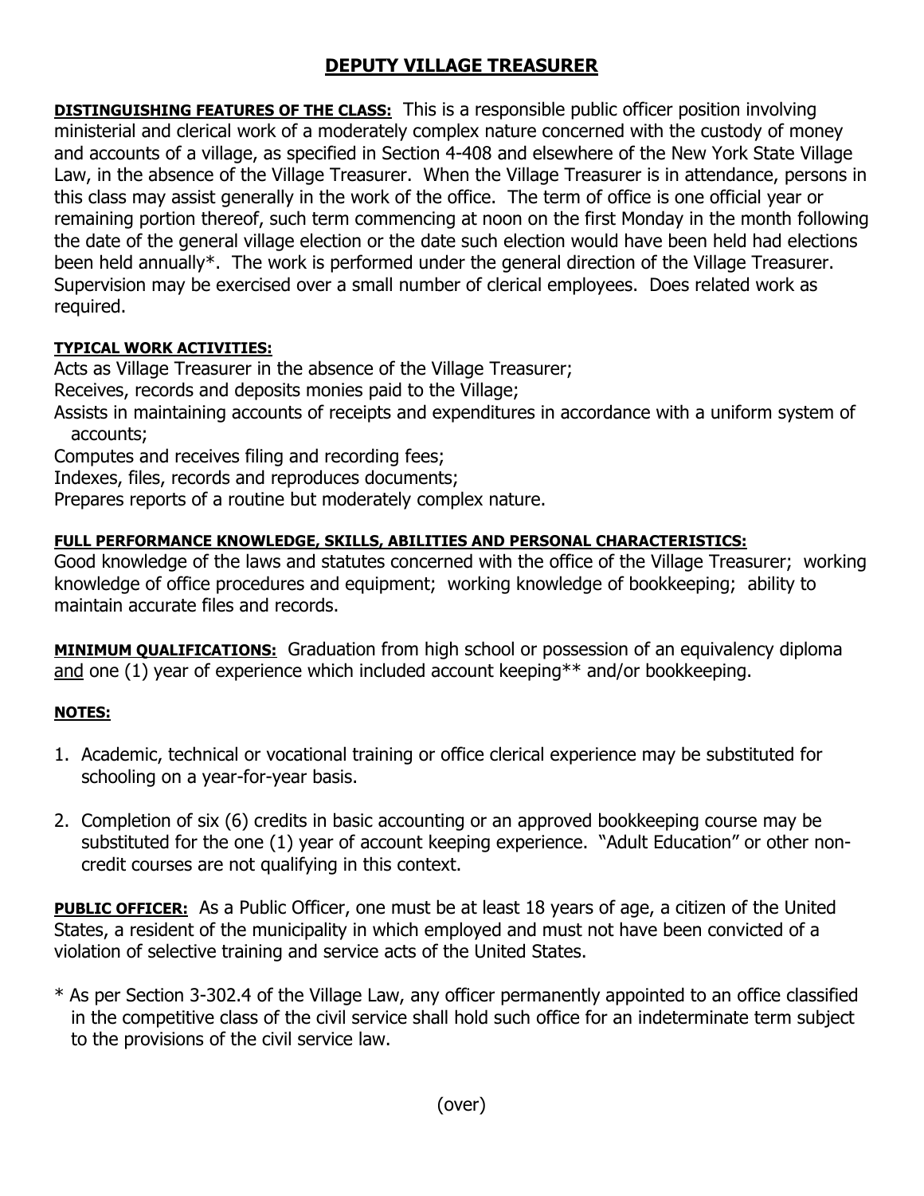# DEPUTY VILLAGE TREASURER

**DISTINGUISHING FEATURES OF THE CLASS:** This is a responsible public officer position involving ministerial and clerical work of a moderately complex nature concerned with the custody of money and accounts of a village, as specified in Section 4-408 and elsewhere of the New York State Village Law, in the absence of the Village Treasurer. When the Village Treasurer is in attendance, persons in this class may assist generally in the work of the office. The term of office is one official year or remaining portion thereof, such term commencing at noon on the first Monday in the month following the date of the general village election or the date such election would have been held had elections been held annually*. The work is performed under the general direction of the Village Treasurer. Supervision may be exercised over a small number of clerical employees. Does related work as required.

**TYPICAL WORK ACTIVITIES:**

Acts as Village Treasurer in the absence of the Village Treasurer;
Receives, records and deposits monies paid to the Village;
Assists in maintaining accounts of receipts and expenditures in accordance with a uniform system of accounts;
Computes and receives filing and recording fees;
Indexes, files, records and reproduces documents;
Prepares reports of a routine but moderately complex nature.

**FULL PERFORMANCE KNOWLEDGE, SKILLS, ABILITIES AND PERSONAL CHARACTERISTICS:**
Good knowledge of the laws and statutes concerned with the office of the Village Treasurer; working knowledge of office procedures and equipment; working knowledge of bookkeeping; ability to maintain accurate files and records.

**MINIMUM QUALIFICATIONS:** Graduation from high school or possession of an equivalency diploma and one (1) year of experience which included account keeping** and/or bookkeeping.

**NOTES:**

1. Academic, technical or vocational training or office clerical experience may be substituted for schooling on a year-for-year basis.

2. Completion of six (6) credits in basic accounting or an approved bookkeeping course may be substituted for the one (1) year of account keeping experience. "Adult Education" or other non-credit courses are not qualifying in this context.

**PUBLIC OFFICER:** As a Public Officer, one must be at least 18 years of age, a citizen of the United States, a resident of the municipality in which employed and must not have been convicted of a violation of selective training and service acts of the United States.

\* As per Section 3-302.4 of the Village Law, any officer permanently appointed to an office classified in the competitive class of the civil service shall hold such office for an indeterminate term subject to the provisions of the civil service law.

(over)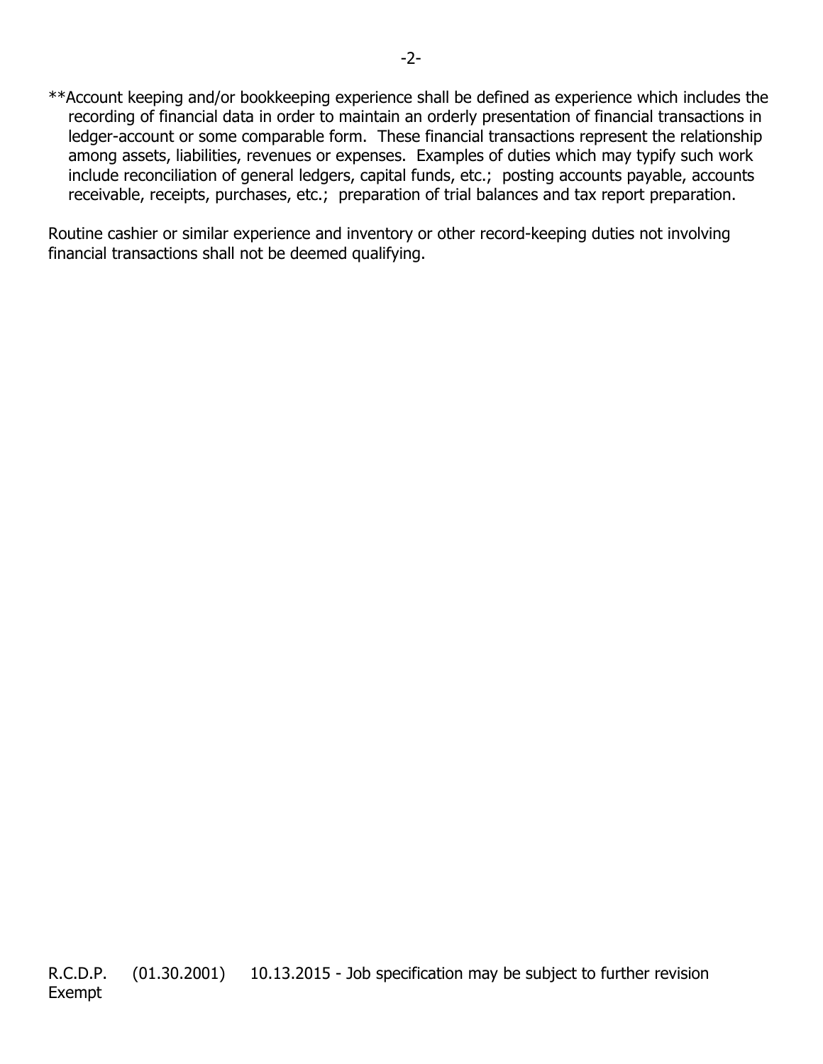**Account keeping and/or bookkeeping experience shall be defined as experience which includes the recording of financial data in order to maintain an orderly presentation of financial transactions in ledger-account or some comparable form. These financial transactions represent the relationship among assets, liabilities, revenues or expenses. Examples of duties which may typify such work include reconciliation of general ledgers, capital funds, etc.; posting accounts payable, accounts receivable, receipts, purchases, etc.; preparation of trial balances and tax report preparation.

Routine cashier or similar experience and inventory or other record-keeping duties not involving financial transactions shall not be deemed qualifying.

R.C.D.P. (01.30.2001) 10.13.2015 - Job specification may be subject to further revision
Exempt